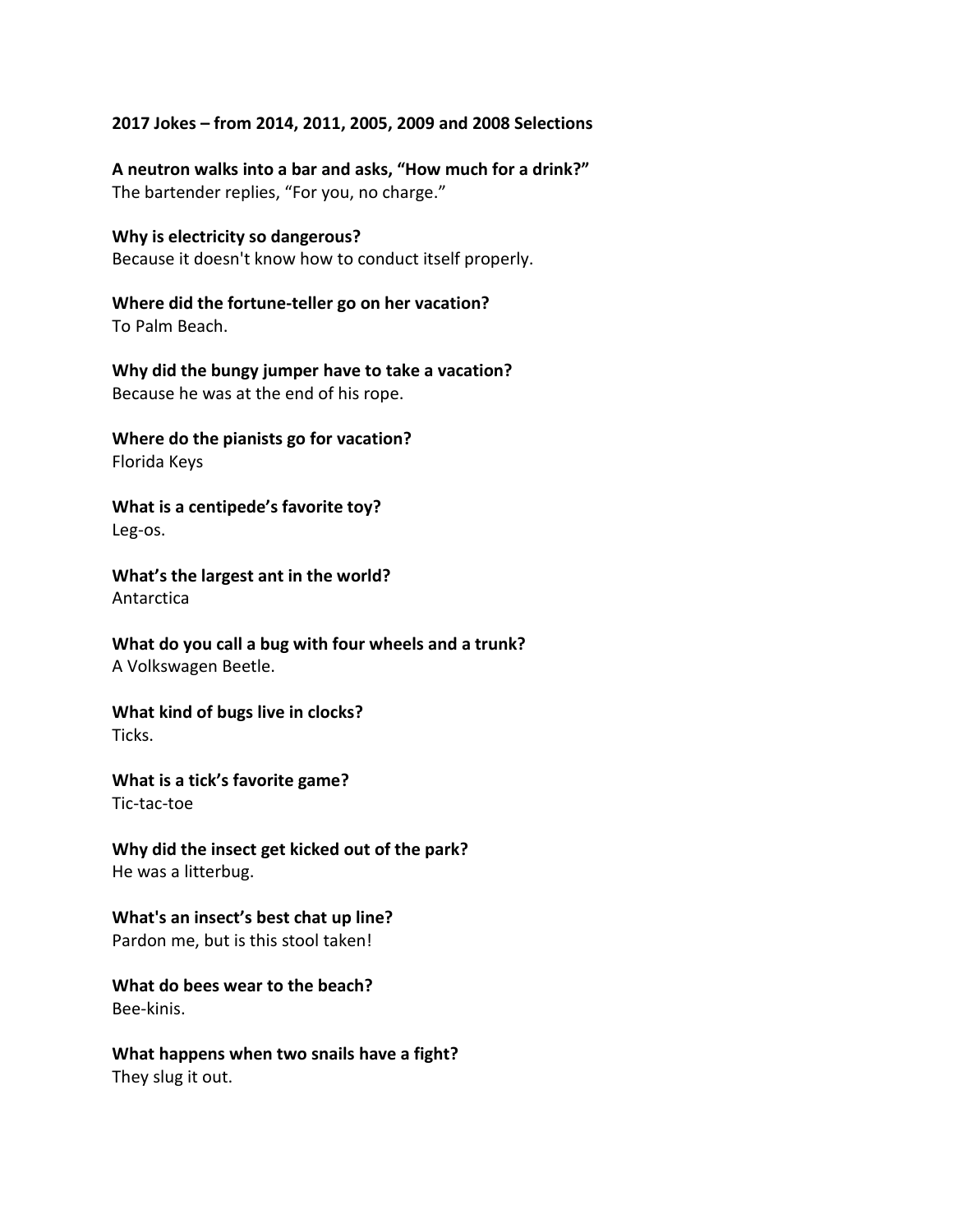**2017 Jokes – from 2014, 2011, 2005, 2009 and 2008 Selections**

**A neutron walks into a bar and asks, "How much for a drink?"**
The bartender replies, "For you, no charge."

**Why is electricity so dangerous?**
Because it doesn't know how to conduct itself properly.

**Where did the fortune-teller go on her vacation?**
To Palm Beach.

**Why did the bungy jumper have to take a vacation?**
Because he was at the end of his rope.

**Where do the pianists go for vacation?**
Florida Keys

**What is a centipede's favorite toy?**
Leg-os.

**What's the largest ant in the world?**
Antarctica

**What do you call a bug with four wheels and a trunk?**
A Volkswagen Beetle.

**What kind of bugs live in clocks?**
Ticks.

**What is a tick's favorite game?**
Tic-tac-toe

**Why did the insect get kicked out of the park?**
He was a litterbug.

**What's an insect's best chat up line?**
Pardon me, but is this stool taken!

**What do bees wear to the beach?**
Bee-kinis.

**What happens when two snails have a fight?**
They slug it out.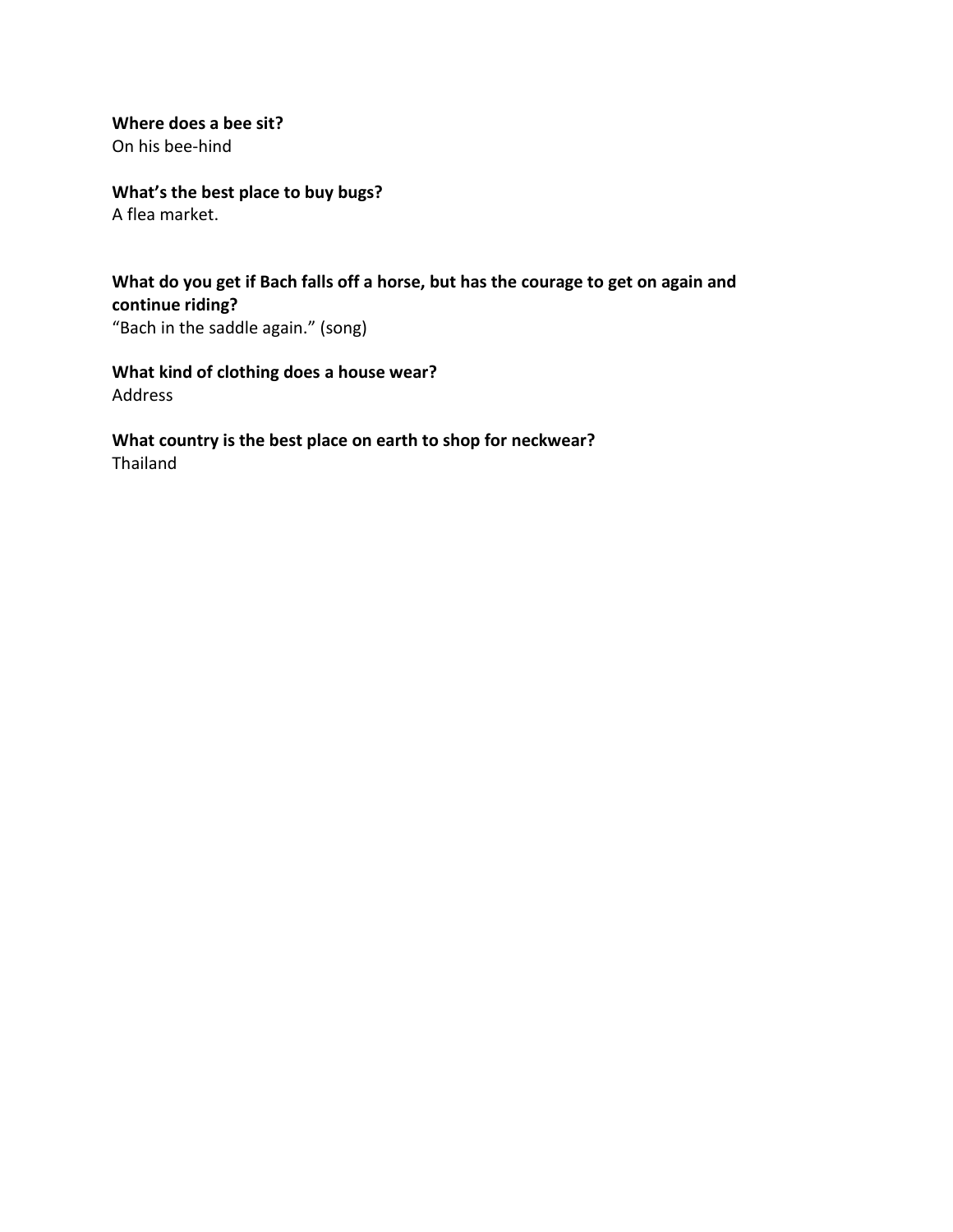**Where does a bee sit?**
On his bee-hind

**What's the best place to buy bugs?**
A flea market.

**What do you get if Bach falls off a horse, but has the courage to get on again and continue riding?**
"Bach in the saddle again." (song)

**What kind of clothing does a house wear?**
Address

**What country is the best place on earth to shop for neckwear?**
Thailand